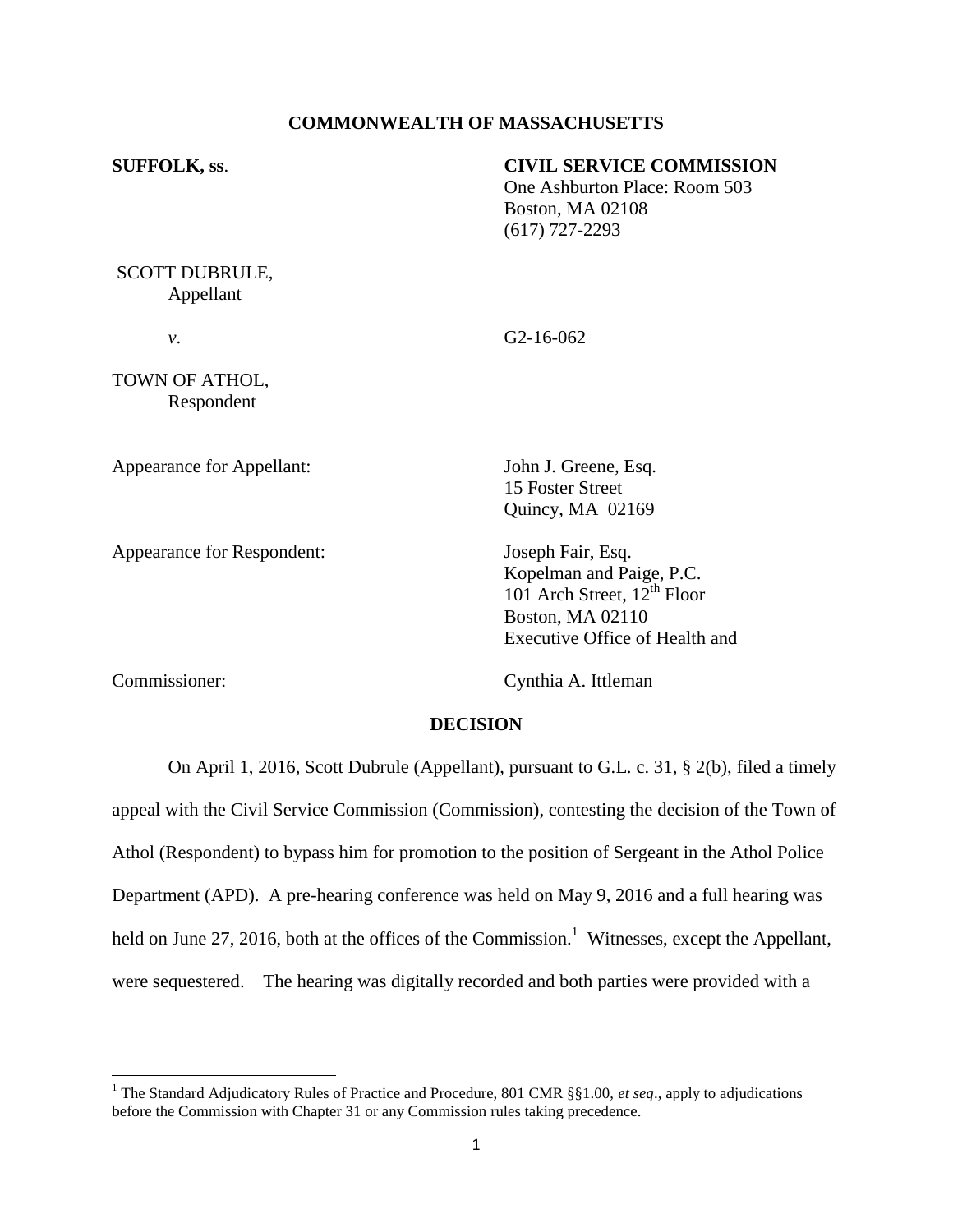**COMMONWEALTH OF MASSACHUSETTS**

**SUFFOLK, ss**.

**CIVIL SERVICE COMMISSION**
One Ashburton Place: Room 503
Boston, MA 02108
(617) 727-2293

SCOTT DUBRULE,
Appellant

*v*.

G2-16-062

TOWN OF ATHOL,
Respondent

Appearance for Appellant:

John J. Greene, Esq.
15 Foster Street
Quincy, MA 02169

Appearance for Respondent:

Joseph Fair, Esq.
Kopelman and Paige, P.C.
101 Arch Street, 12th Floor
Boston, MA 02110
Executive Office of Health and

Commissioner:

Cynthia A. Ittleman

**DECISION**

On April 1, 2016, Scott Dubrule (Appellant), pursuant to G.L. c. 31, § 2(b), filed a timely appeal with the Civil Service Commission (Commission), contesting the decision of the Town of Athol (Respondent) to bypass him for promotion to the position of Sergeant in the Athol Police Department (APD). A pre-hearing conference was held on May 9, 2016 and a full hearing was held on June 27, 2016, both at the offices of the Commission.[1] Witnesses, except the Appellant, were sequestered. The hearing was digitally recorded and both parties were provided with a

[1] The Standard Adjudicatory Rules of Practice and Procedure, 801 CMR §§1.00, *et seq*., apply to adjudications before the Commission with Chapter 31 or any Commission rules taking precedence.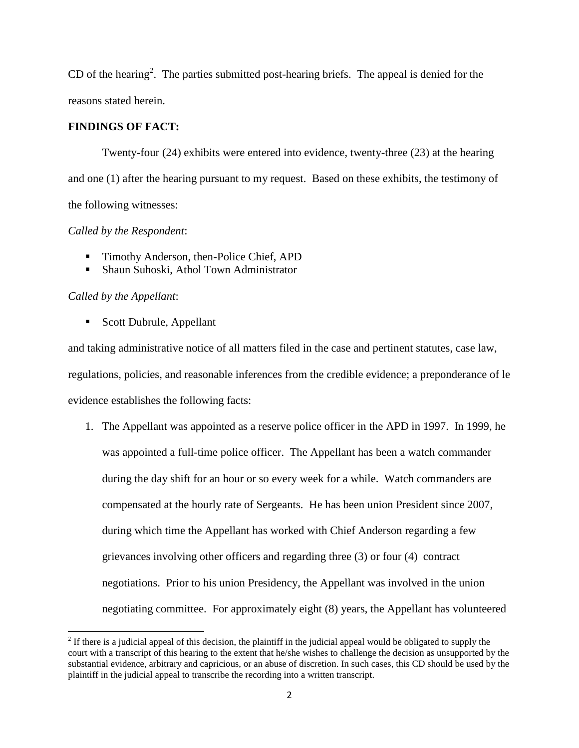CD of the hearing[2]. The parties submitted post-hearing briefs. The appeal is denied for the reasons stated herein.

**FINDINGS OF FACT:**

Twenty-four (24) exhibits were entered into evidence, twenty-three (23) at the hearing and one (1) after the hearing pursuant to my request. Based on these exhibits, the testimony of the following witnesses:

*Called by the Respondent*:

- Timothy Anderson, then-Police Chief, APD
- Shaun Suhoski, Athol Town Administrator

*Called by the Appellant*:

- Scott Dubrule, Appellant

and taking administrative notice of all matters filed in the case and pertinent statutes, case law, regulations, policies, and reasonable inferences from the credible evidence; a preponderance of le evidence establishes the following facts:

1. The Appellant was appointed as a reserve police officer in the APD in 1997. In 1999, he was appointed a full-time police officer. The Appellant has been a watch commander during the day shift for an hour or so every week for a while. Watch commanders are compensated at the hourly rate of Sergeants. He has been union President since 2007, during which time the Appellant has worked with Chief Anderson regarding a few grievances involving other officers and regarding three (3) or four (4) contract negotiations. Prior to his union Presidency, the Appellant was involved in the union negotiating committee. For approximately eight (8) years, the Appellant has volunteered

[2] If there is a judicial appeal of this decision, the plaintiff in the judicial appeal would be obligated to supply the court with a transcript of this hearing to the extent that he/she wishes to challenge the decision as unsupported by the substantial evidence, arbitrary and capricious, or an abuse of discretion. In such cases, this CD should be used by the plaintiff in the judicial appeal to transcribe the recording into a written transcript.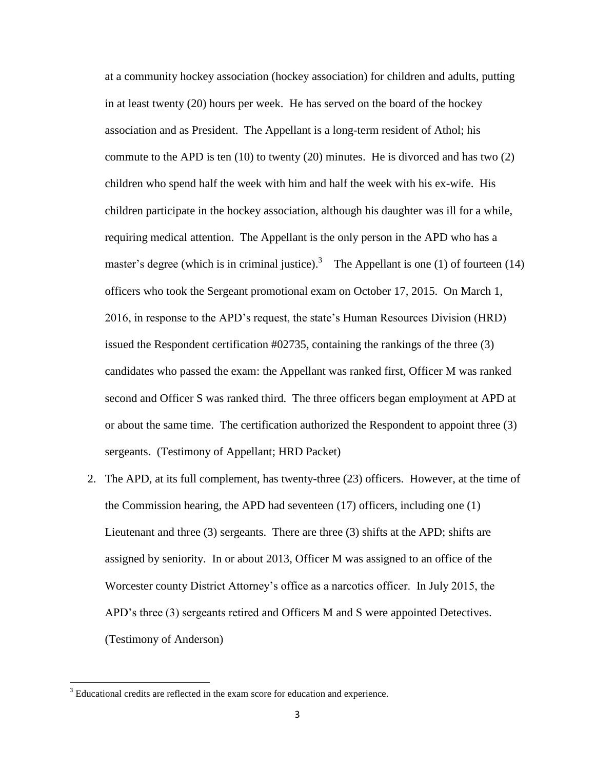at a community hockey association (hockey association) for children and adults, putting in at least twenty (20) hours per week. He has served on the board of the hockey association and as President. The Appellant is a long-term resident of Athol; his commute to the APD is ten (10) to twenty (20) minutes. He is divorced and has two (2) children who spend half the week with him and half the week with his ex-wife. His children participate in the hockey association, although his daughter was ill for a while, requiring medical attention. The Appellant is the only person in the APD who has a master's degree (which is in criminal justice).[3] The Appellant is one (1) of fourteen (14) officers who took the Sergeant promotional exam on October 17, 2015. On March 1, 2016, in response to the APD's request, the state's Human Resources Division (HRD) issued the Respondent certification #02735, containing the rankings of the three (3) candidates who passed the exam: the Appellant was ranked first, Officer M was ranked second and Officer S was ranked third. The three officers began employment at APD at or about the same time. The certification authorized the Respondent to appoint three (3) sergeants. (Testimony of Appellant; HRD Packet)

2. The APD, at its full complement, has twenty-three (23) officers. However, at the time of the Commission hearing, the APD had seventeen (17) officers, including one (1) Lieutenant and three (3) sergeants. There are three (3) shifts at the APD; shifts are assigned by seniority. In or about 2013, Officer M was assigned to an office of the Worcester county District Attorney's office as a narcotics officer. In July 2015, the APD's three (3) sergeants retired and Officers M and S were appointed Detectives. (Testimony of Anderson)

[3] Educational credits are reflected in the exam score for education and experience.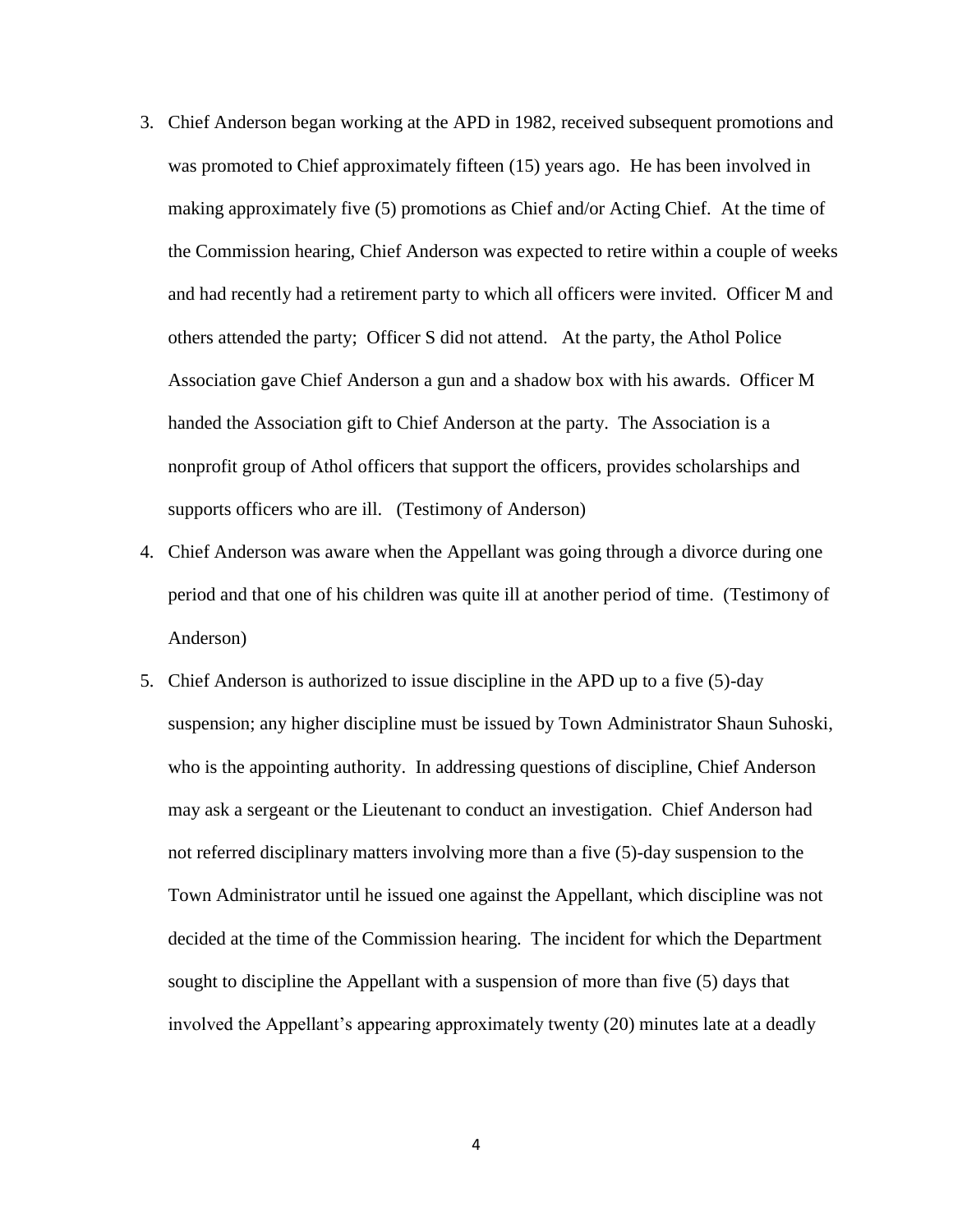3. Chief Anderson began working at the APD in 1982, received subsequent promotions and was promoted to Chief approximately fifteen (15) years ago. He has been involved in making approximately five (5) promotions as Chief and/or Acting Chief. At the time of the Commission hearing, Chief Anderson was expected to retire within a couple of weeks and had recently had a retirement party to which all officers were invited. Officer M and others attended the party; Officer S did not attend. At the party, the Athol Police Association gave Chief Anderson a gun and a shadow box with his awards. Officer M handed the Association gift to Chief Anderson at the party. The Association is a nonprofit group of Athol officers that support the officers, provides scholarships and supports officers who are ill. (Testimony of Anderson)
4. Chief Anderson was aware when the Appellant was going through a divorce during one period and that one of his children was quite ill at another period of time. (Testimony of Anderson)
5. Chief Anderson is authorized to issue discipline in the APD up to a five (5)-day suspension; any higher discipline must be issued by Town Administrator Shaun Suhoski, who is the appointing authority. In addressing questions of discipline, Chief Anderson may ask a sergeant or the Lieutenant to conduct an investigation. Chief Anderson had not referred disciplinary matters involving more than a five (5)-day suspension to the Town Administrator until he issued one against the Appellant, which discipline was not decided at the time of the Commission hearing. The incident for which the Department sought to discipline the Appellant with a suspension of more than five (5) days that involved the Appellant's appearing approximately twenty (20) minutes late at a deadly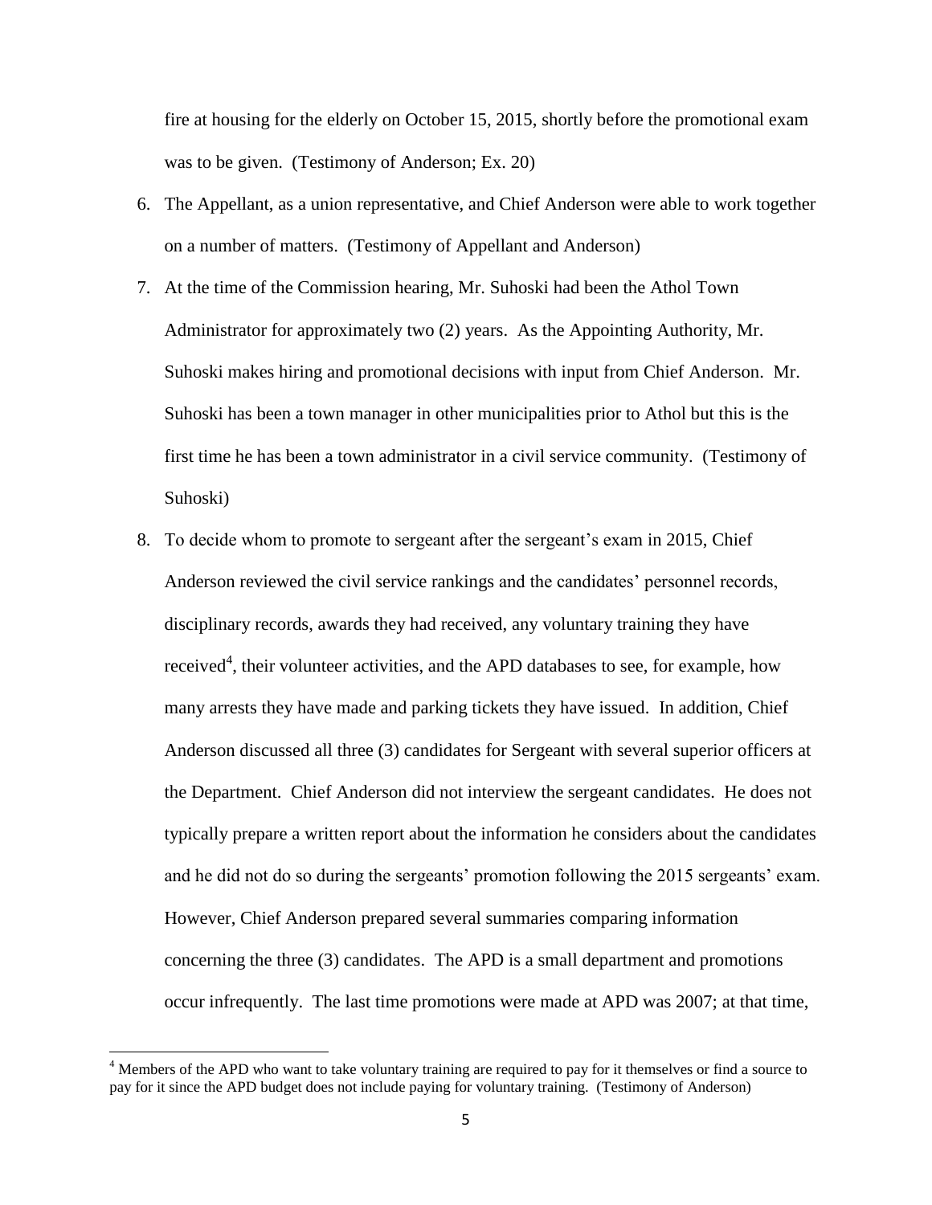fire at housing for the elderly on October 15, 2015, shortly before the promotional exam was to be given. (Testimony of Anderson; Ex. 20)

6. The Appellant, as a union representative, and Chief Anderson were able to work together on a number of matters. (Testimony of Appellant and Anderson)
7. At the time of the Commission hearing, Mr. Suhoski had been the Athol Town Administrator for approximately two (2) years. As the Appointing Authority, Mr. Suhoski makes hiring and promotional decisions with input from Chief Anderson. Mr. Suhoski has been a town manager in other municipalities prior to Athol but this is the first time he has been a town administrator in a civil service community. (Testimony of Suhoski)
8. To decide whom to promote to sergeant after the sergeant's exam in 2015, Chief Anderson reviewed the civil service rankings and the candidates' personnel records, disciplinary records, awards they had received, any voluntary training they have received[4], their volunteer activities, and the APD databases to see, for example, how many arrests they have made and parking tickets they have issued. In addition, Chief Anderson discussed all three (3) candidates for Sergeant with several superior officers at the Department. Chief Anderson did not interview the sergeant candidates. He does not typically prepare a written report about the information he considers about the candidates and he did not do so during the sergeants' promotion following the 2015 sergeants' exam. However, Chief Anderson prepared several summaries comparing information concerning the three (3) candidates. The APD is a small department and promotions occur infrequently. The last time promotions were made at APD was 2007; at that time,

[4] Members of the APD who want to take voluntary training are required to pay for it themselves or find a source to pay for it since the APD budget does not include paying for voluntary training. (Testimony of Anderson)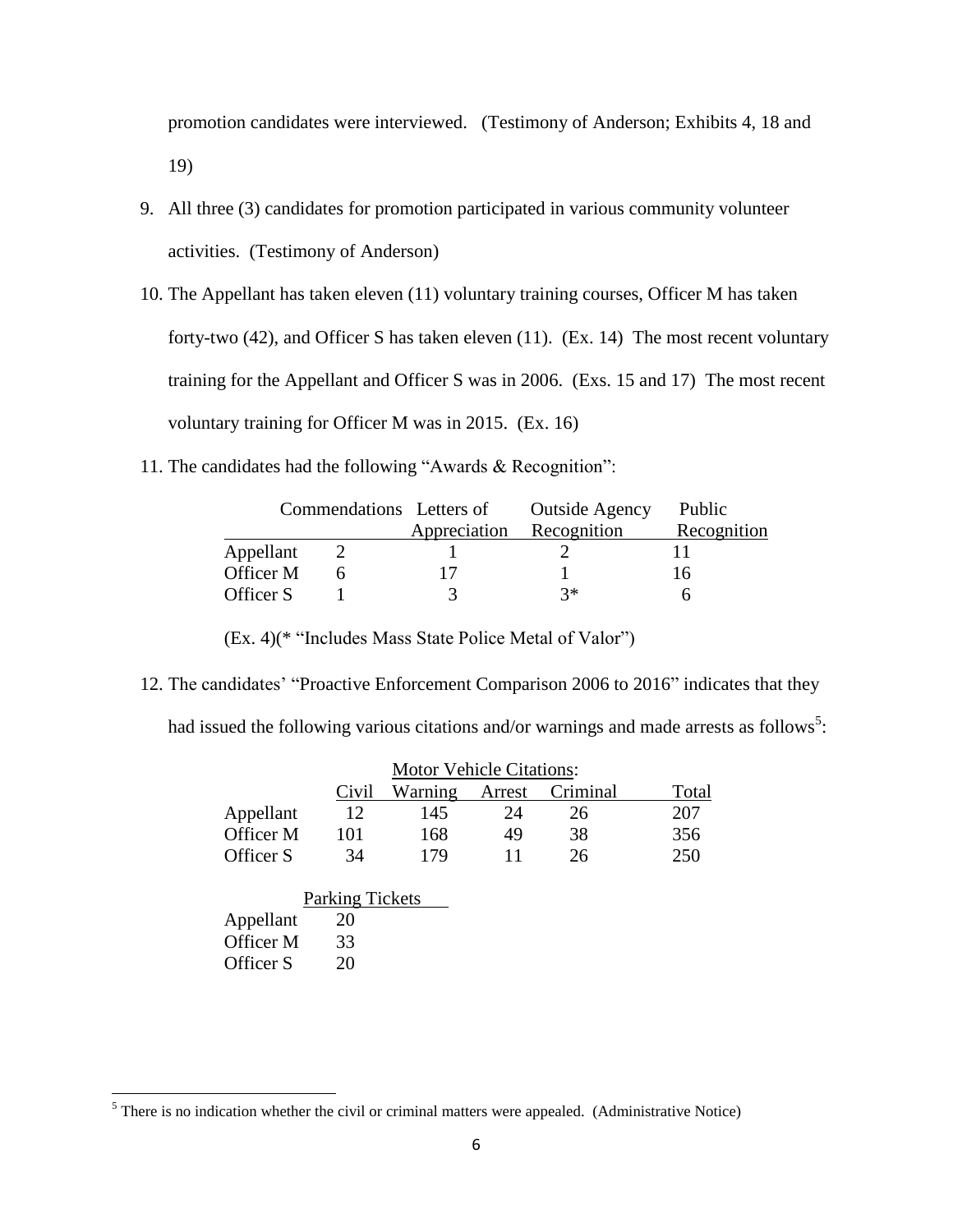promotion candidates were interviewed. (Testimony of Anderson; Exhibits 4, 18 and 19)

9. All three (3) candidates for promotion participated in various community volunteer activities. (Testimony of Anderson)

10. The Appellant has taken eleven (11) voluntary training courses, Officer M has taken forty-two (42), and Officer S has taken eleven (11). (Ex. 14) The most recent voluntary training for the Appellant and Officer S was in 2006. (Exs. 15 and 17) The most recent voluntary training for Officer M was in 2015. (Ex. 16)

11. The candidates had the following "Awards & Recognition":

| | Commendations | Letters of Appreciation | Outside Agency Recognition | Public Recognition |
|---|---|---|---|---|
| Appellant | 2 | 1 | 2 | 11 |
| Officer M | 6 | 17 | 1 | 16 |
| Officer S | 1 | 3 | 3* | 6 |

(Ex. 4)(* "Includes Mass State Police Metal of Valor")

12. The candidates' "Proactive Enforcement Comparison 2006 to 2016" indicates that they had issued the following various citations and/or warnings and made arrests as follows[5]:

| Motor Vehicle Citations: | | | | | |
|---|---|---|---|---|---|
| | Civil | Warning | Arrest | Criminal | Total |
| Appellant | 12 | 145 | 24 | 26 | 207 |
| Officer M | 101 | 168 | 49 | 38 | 356 |
| Officer S | 34 | 179 | 11 | 26 | 250 |

| | Parking Tickets |
|---|---|
| Appellant | 20 |
| Officer M | 33 |
| Officer S | 20 |

[5] There is no indication whether the civil or criminal matters were appealed. (Administrative Notice)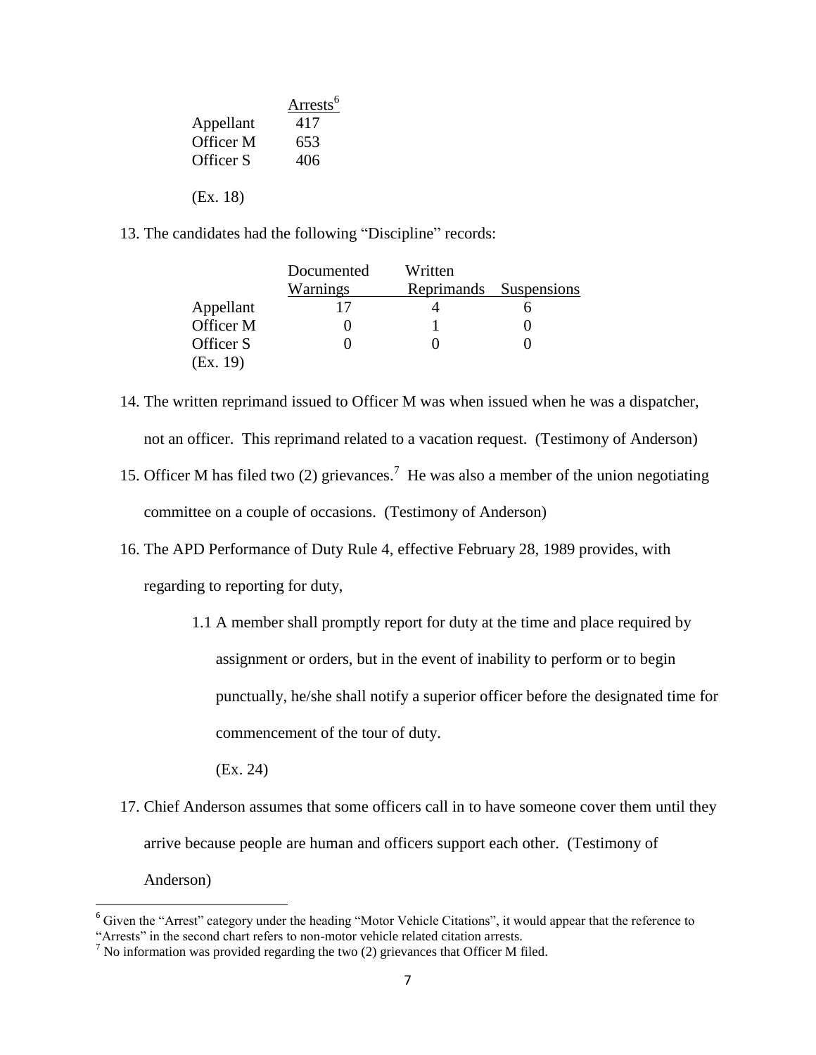| | Arrests[6] |
|---|---|
| Appellant | 417 |
| Officer M | 653 |
| Officer S | 406 |

(Ex. 18)

13. The candidates had the following "Discipline" records:

| | Documented Warnings | Written Reprimands | Suspensions |
|---|---|---|---|
| Appellant | 17 | 4 | 6 |
| Officer M | 0 | 1 | 0 |
| Officer S | 0 | 0 | 0 |

(Ex. 19)

14. The written reprimand issued to Officer M was when issued when he was a dispatcher, not an officer. This reprimand related to a vacation request. (Testimony of Anderson)

15. Officer M has filed two (2) grievances.[7] He was also a member of the union negotiating committee on a couple of occasions. (Testimony of Anderson)

16. The APD Performance of Duty Rule 4, effective February 28, 1989 provides, with regarding to reporting for duty,

    1.1 A member shall promptly report for duty at the time and place required by assignment or orders, but in the event of inability to perform or to begin punctually, he/she shall notify a superior officer before the designated time for commencement of the tour of duty.

    (Ex. 24)

17. Chief Anderson assumes that some officers call in to have someone cover them until they arrive because people are human and officers support each other. (Testimony of Anderson)

---

[6] Given the "Arrest" category under the heading "Motor Vehicle Citations", it would appear that the reference to "Arrests" in the second chart refers to non-motor vehicle related citation arrests.

[7] No information was provided regarding the two (2) grievances that Officer M filed.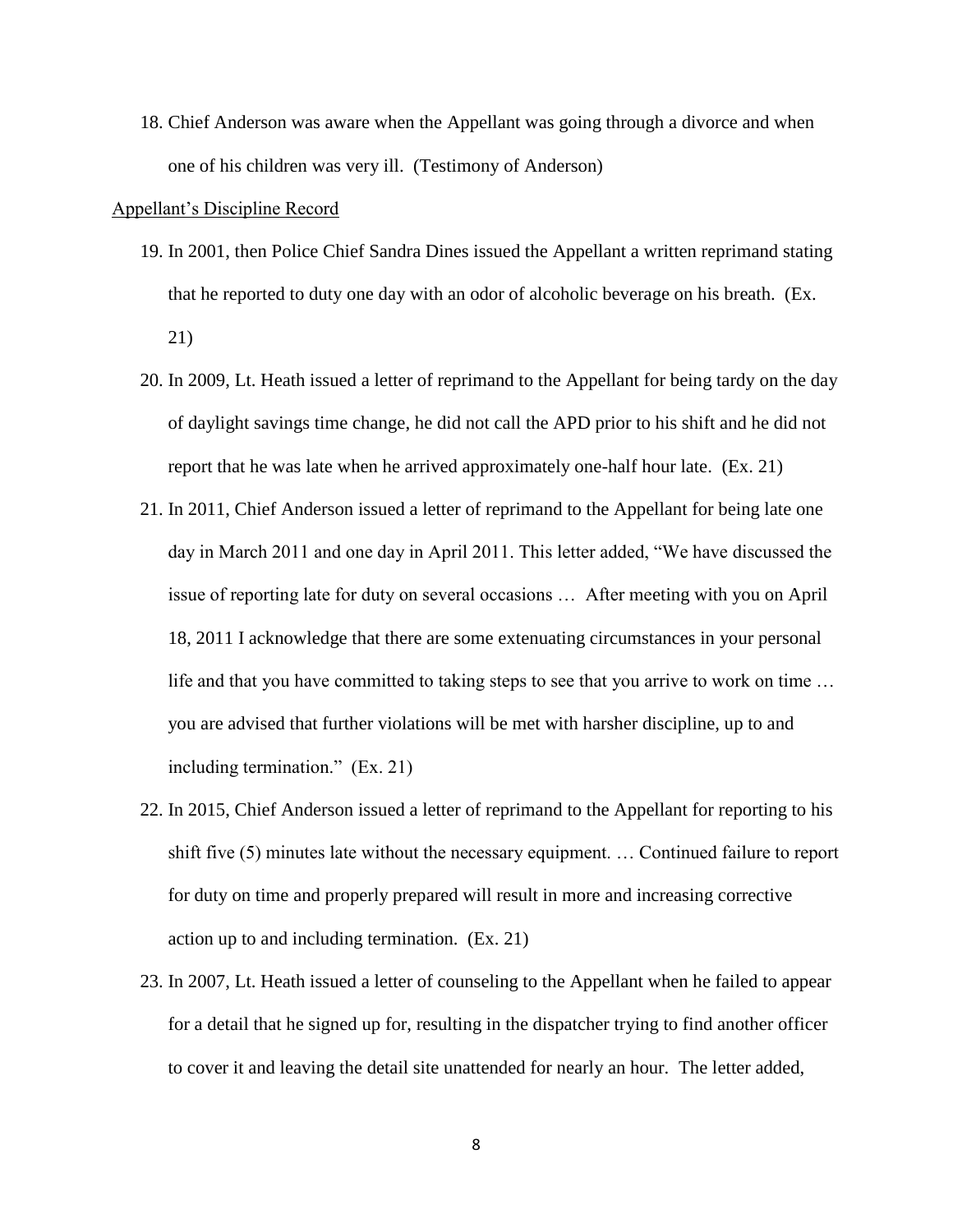18. Chief Anderson was aware when the Appellant was going through a divorce and when one of his children was very ill. (Testimony of Anderson)

Appellant's Discipline Record

19. In 2001, then Police Chief Sandra Dines issued the Appellant a written reprimand stating that he reported to duty one day with an odor of alcoholic beverage on his breath. (Ex. 21)
20. In 2009, Lt. Heath issued a letter of reprimand to the Appellant for being tardy on the day of daylight savings time change, he did not call the APD prior to his shift and he did not report that he was late when he arrived approximately one-half hour late. (Ex. 21)
21. In 2011, Chief Anderson issued a letter of reprimand to the Appellant for being late one day in March 2011 and one day in April 2011. This letter added, "We have discussed the issue of reporting late for duty on several occasions … After meeting with you on April 18, 2011 I acknowledge that there are some extenuating circumstances in your personal life and that you have committed to taking steps to see that you arrive to work on time … you are advised that further violations will be met with harsher discipline, up to and including termination." (Ex. 21)
22. In 2015, Chief Anderson issued a letter of reprimand to the Appellant for reporting to his shift five (5) minutes late without the necessary equipment. … Continued failure to report for duty on time and properly prepared will result in more and increasing corrective action up to and including termination. (Ex. 21)
23. In 2007, Lt. Heath issued a letter of counseling to the Appellant when he failed to appear for a detail that he signed up for, resulting in the dispatcher trying to find another officer to cover it and leaving the detail site unattended for nearly an hour. The letter added,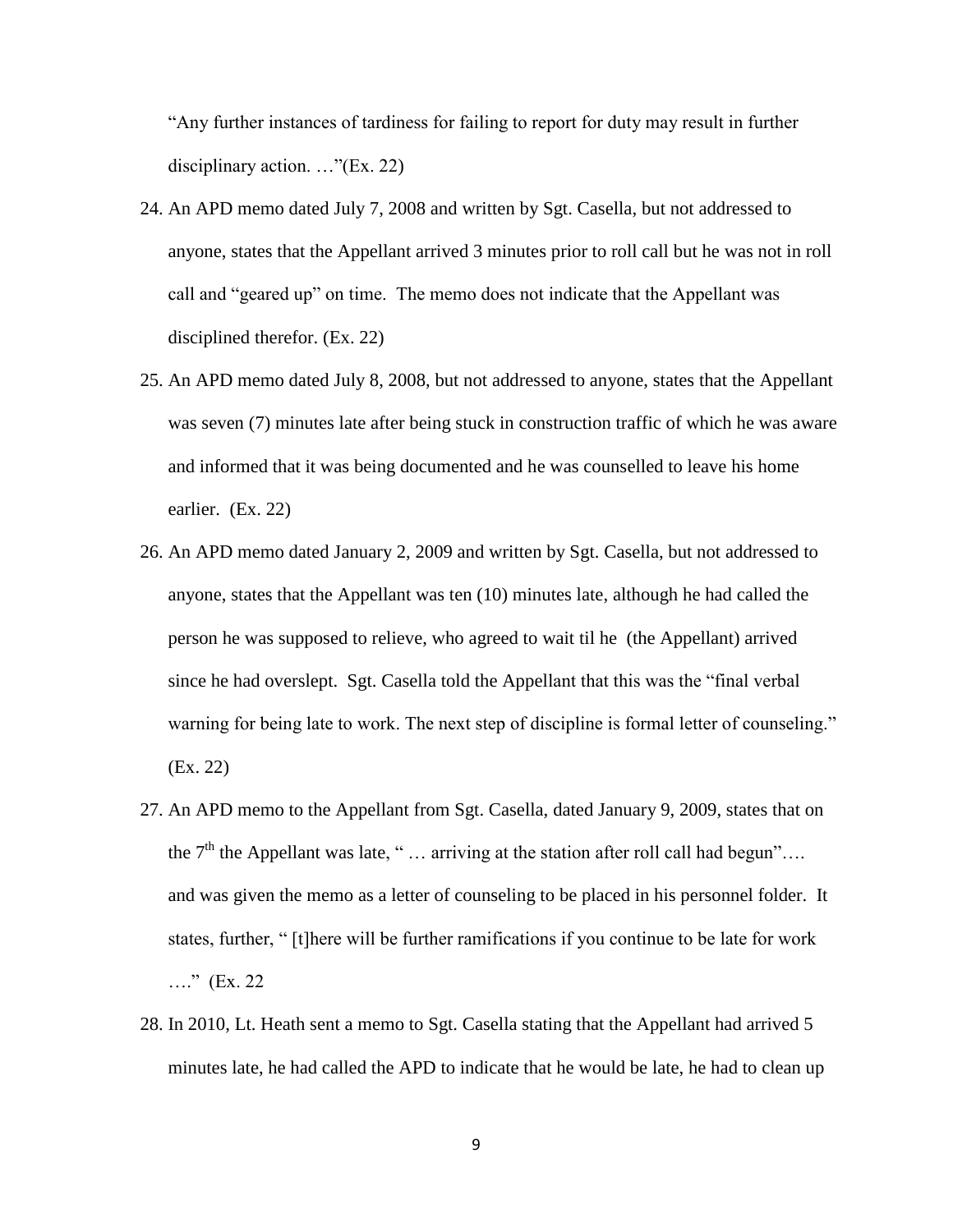"Any further instances of tardiness for failing to report for duty may result in further disciplinary action. …"(Ex. 22)

24. An APD memo dated July 7, 2008 and written by Sgt. Casella, but not addressed to anyone, states that the Appellant arrived 3 minutes prior to roll call but he was not in roll call and "geared up" on time. The memo does not indicate that the Appellant was disciplined therefor. (Ex. 22)

25. An APD memo dated July 8, 2008, but not addressed to anyone, states that the Appellant was seven (7) minutes late after being stuck in construction traffic of which he was aware and informed that it was being documented and he was counselled to leave his home earlier. (Ex. 22)

26. An APD memo dated January 2, 2009 and written by Sgt. Casella, but not addressed to anyone, states that the Appellant was ten (10) minutes late, although he had called the person he was supposed to relieve, who agreed to wait til he (the Appellant) arrived since he had overslept. Sgt. Casella told the Appellant that this was the "final verbal warning for being late to work. The next step of discipline is formal letter of counseling." (Ex. 22)

27. An APD memo to the Appellant from Sgt. Casella, dated January 9, 2009, states that on the 7th the Appellant was late, " … arriving at the station after roll call had begun"…. and was given the memo as a letter of counseling to be placed in his personnel folder. It states, further, " [t]here will be further ramifications if you continue to be late for work …." (Ex. 22

28. In 2010, Lt. Heath sent a memo to Sgt. Casella stating that the Appellant had arrived 5 minutes late, he had called the APD to indicate that he would be late, he had to clean up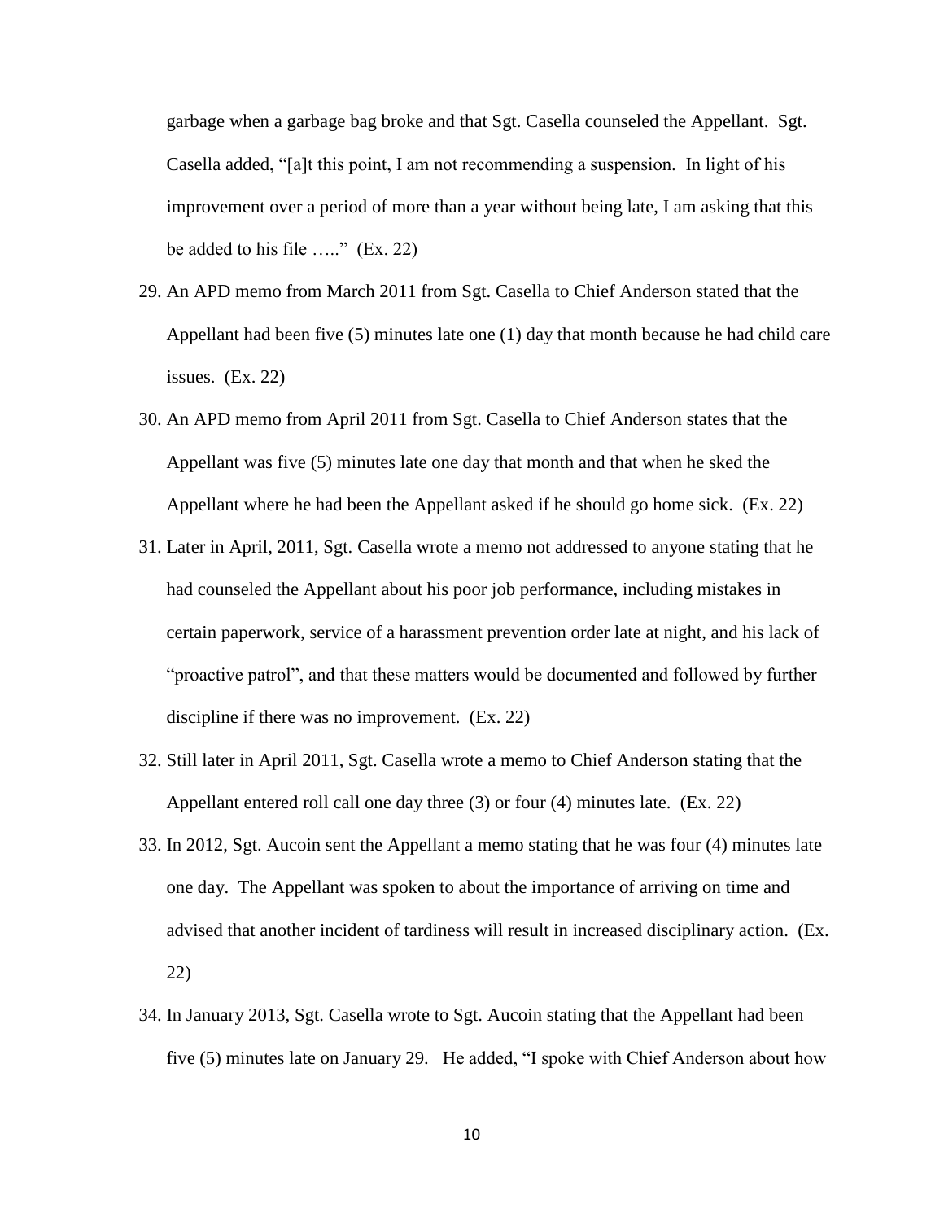garbage when a garbage bag broke and that Sgt. Casella counseled the Appellant. Sgt. Casella added, "[a]t this point, I am not recommending a suspension. In light of his improvement over a period of more than a year without being late, I am asking that this be added to his file ….." (Ex. 22)

29. An APD memo from March 2011 from Sgt. Casella to Chief Anderson stated that the Appellant had been five (5) minutes late one (1) day that month because he had child care issues. (Ex. 22)

30. An APD memo from April 2011 from Sgt. Casella to Chief Anderson states that the Appellant was five (5) minutes late one day that month and that when he sked the Appellant where he had been the Appellant asked if he should go home sick. (Ex. 22)

31. Later in April, 2011, Sgt. Casella wrote a memo not addressed to anyone stating that he had counseled the Appellant about his poor job performance, including mistakes in certain paperwork, service of a harassment prevention order late at night, and his lack of "proactive patrol", and that these matters would be documented and followed by further discipline if there was no improvement. (Ex. 22)

32. Still later in April 2011, Sgt. Casella wrote a memo to Chief Anderson stating that the Appellant entered roll call one day three (3) or four (4) minutes late. (Ex. 22)

33. In 2012, Sgt. Aucoin sent the Appellant a memo stating that he was four (4) minutes late one day. The Appellant was spoken to about the importance of arriving on time and advised that another incident of tardiness will result in increased disciplinary action. (Ex. 22)

34. In January 2013, Sgt. Casella wrote to Sgt. Aucoin stating that the Appellant had been five (5) minutes late on January 29. He added, "I spoke with Chief Anderson about how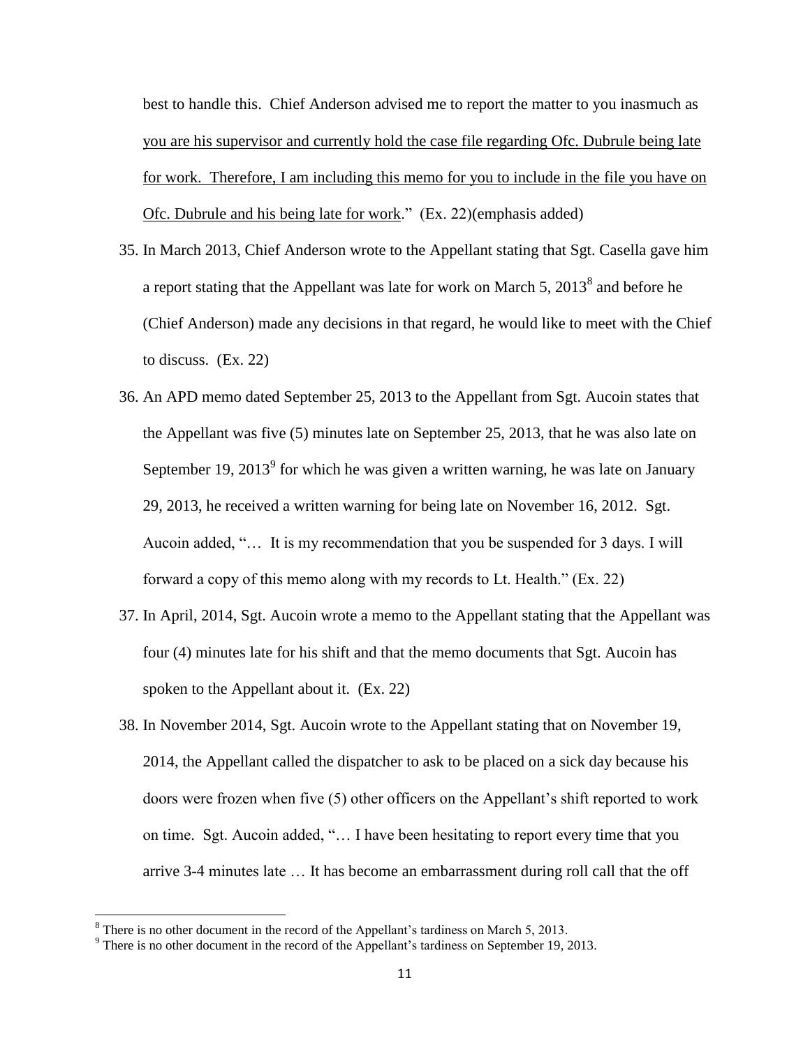best to handle this. Chief Anderson advised me to report the matter to you inasmuch as you are his supervisor and currently hold the case file regarding Ofc. Dubrule being late for work. Therefore, I am including this memo for you to include in the file you have on Ofc. Dubrule and his being late for work." (Ex. 22)(emphasis added)

35. In March 2013, Chief Anderson wrote to the Appellant stating that Sgt. Casella gave him a report stating that the Appellant was late for work on March 5, 2013[8] and before he (Chief Anderson) made any decisions in that regard, he would like to meet with the Chief to discuss. (Ex. 22)

36. An APD memo dated September 25, 2013 to the Appellant from Sgt. Aucoin states that the Appellant was five (5) minutes late on September 25, 2013, that he was also late on September 19, 2013[9] for which he was given a written warning, he was late on January 29, 2013, he received a written warning for being late on November 16, 2012. Sgt. Aucoin added, "… It is my recommendation that you be suspended for 3 days. I will forward a copy of this memo along with my records to Lt. Health." (Ex. 22)

37. In April, 2014, Sgt. Aucoin wrote a memo to the Appellant stating that the Appellant was four (4) minutes late for his shift and that the memo documents that Sgt. Aucoin has spoken to the Appellant about it. (Ex. 22)

38. In November 2014, Sgt. Aucoin wrote to the Appellant stating that on November 19, 2014, the Appellant called the dispatcher to ask to be placed on a sick day because his doors were frozen when five (5) other officers on the Appellant's shift reported to work on time. Sgt. Aucoin added, "… I have been hesitating to report every time that you arrive 3-4 minutes late … It has become an embarrassment during roll call that the off

---

[8] There is no other document in the record of the Appellant's tardiness on March 5, 2013.

[9] There is no other document in the record of the Appellant's tardiness on September 19, 2013.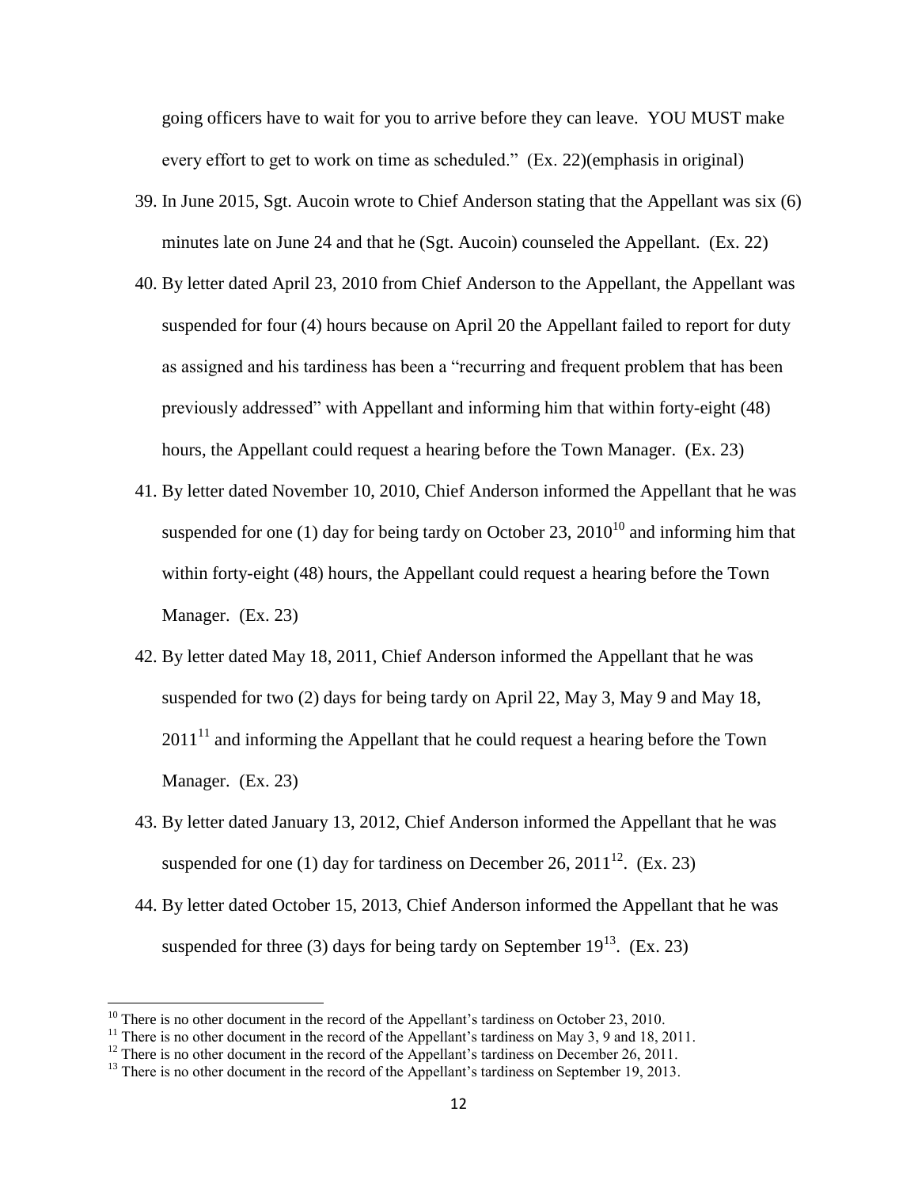going officers have to wait for you to arrive before they can leave. YOU MUST make every effort to get to work on time as scheduled." (Ex. 22)(emphasis in original)

39. In June 2015, Sgt. Aucoin wrote to Chief Anderson stating that the Appellant was six (6) minutes late on June 24 and that he (Sgt. Aucoin) counseled the Appellant. (Ex. 22)

40. By letter dated April 23, 2010 from Chief Anderson to the Appellant, the Appellant was suspended for four (4) hours because on April 20 the Appellant failed to report for duty as assigned and his tardiness has been a "recurring and frequent problem that has been previously addressed" with Appellant and informing him that within forty-eight (48) hours, the Appellant could request a hearing before the Town Manager. (Ex. 23)

41. By letter dated November 10, 2010, Chief Anderson informed the Appellant that he was suspended for one (1) day for being tardy on October 23, 2010[10] and informing him that within forty-eight (48) hours, the Appellant could request a hearing before the Town Manager. (Ex. 23)

42. By letter dated May 18, 2011, Chief Anderson informed the Appellant that he was suspended for two (2) days for being tardy on April 22, May 3, May 9 and May 18, 2011[11] and informing the Appellant that he could request a hearing before the Town Manager. (Ex. 23)

43. By letter dated January 13, 2012, Chief Anderson informed the Appellant that he was suspended for one (1) day for tardiness on December 26, 2011[12]. (Ex. 23)

44. By letter dated October 15, 2013, Chief Anderson informed the Appellant that he was suspended for three (3) days for being tardy on September 19[13]. (Ex. 23)

---

[10] There is no other document in the record of the Appellant's tardiness on October 23, 2010.

[11] There is no other document in the record of the Appellant's tardiness on May 3, 9 and 18, 2011.

[12] There is no other document in the record of the Appellant's tardiness on December 26, 2011.

[13] There is no other document in the record of the Appellant's tardiness on September 19, 2013.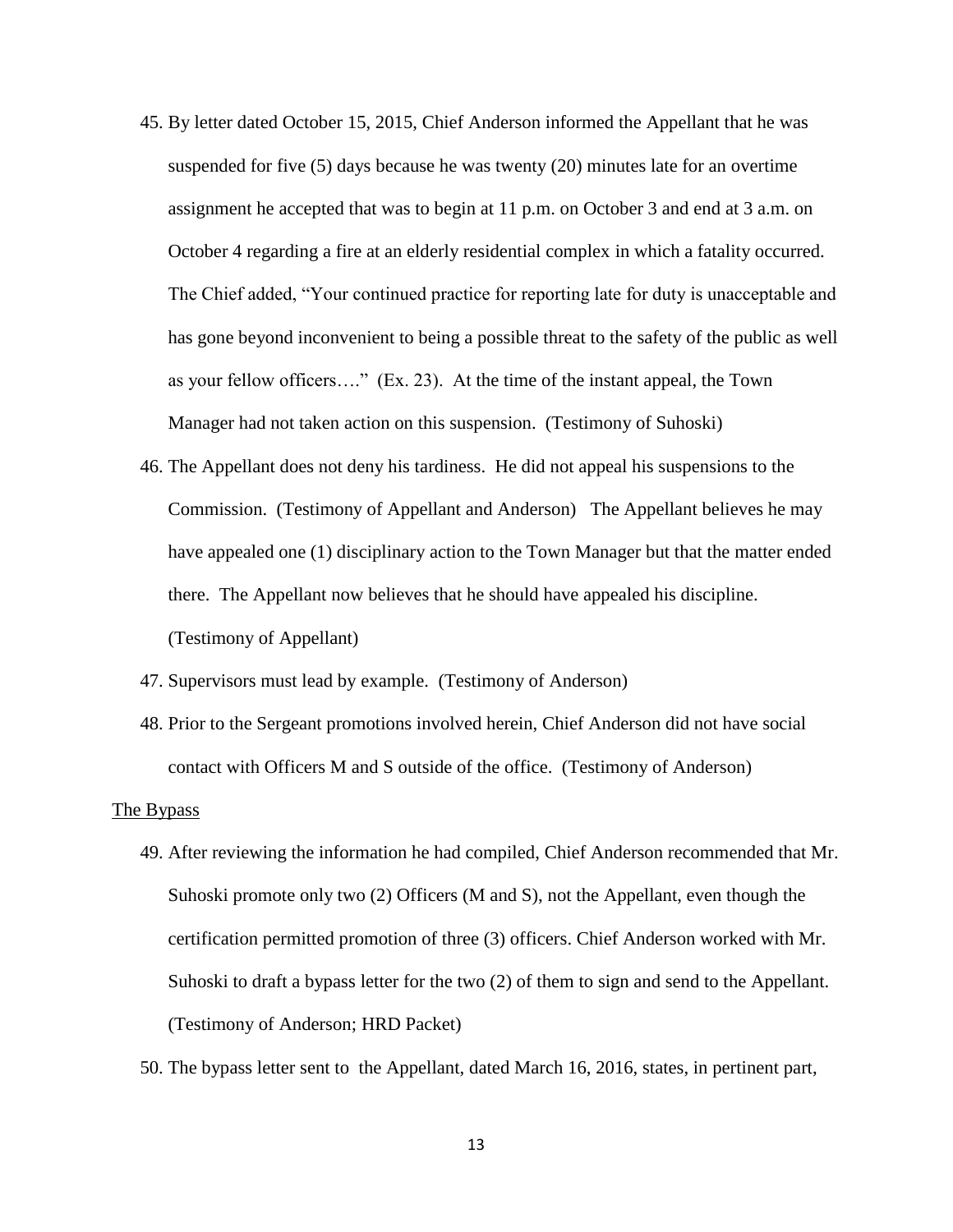45. By letter dated October 15, 2015, Chief Anderson informed the Appellant that he was suspended for five (5) days because he was twenty (20) minutes late for an overtime assignment he accepted that was to begin at 11 p.m. on October 3 and end at 3 a.m. on October 4 regarding a fire at an elderly residential complex in which a fatality occurred. The Chief added, "Your continued practice for reporting late for duty is unacceptable and has gone beyond inconvenient to being a possible threat to the safety of the public as well as your fellow officers…." (Ex. 23). At the time of the instant appeal, the Town Manager had not taken action on this suspension. (Testimony of Suhoski)

46. The Appellant does not deny his tardiness. He did not appeal his suspensions to the Commission. (Testimony of Appellant and Anderson) The Appellant believes he may have appealed one (1) disciplinary action to the Town Manager but that the matter ended there. The Appellant now believes that he should have appealed his discipline. (Testimony of Appellant)

47. Supervisors must lead by example. (Testimony of Anderson)

48. Prior to the Sergeant promotions involved herein, Chief Anderson did not have social contact with Officers M and S outside of the office. (Testimony of Anderson)

<u>The Bypass</u>

49. After reviewing the information he had compiled, Chief Anderson recommended that Mr. Suhoski promote only two (2) Officers (M and S), not the Appellant, even though the certification permitted promotion of three (3) officers. Chief Anderson worked with Mr. Suhoski to draft a bypass letter for the two (2) of them to sign and send to the Appellant. (Testimony of Anderson; HRD Packet)

50. The bypass letter sent to the Appellant, dated March 16, 2016, states, in pertinent part,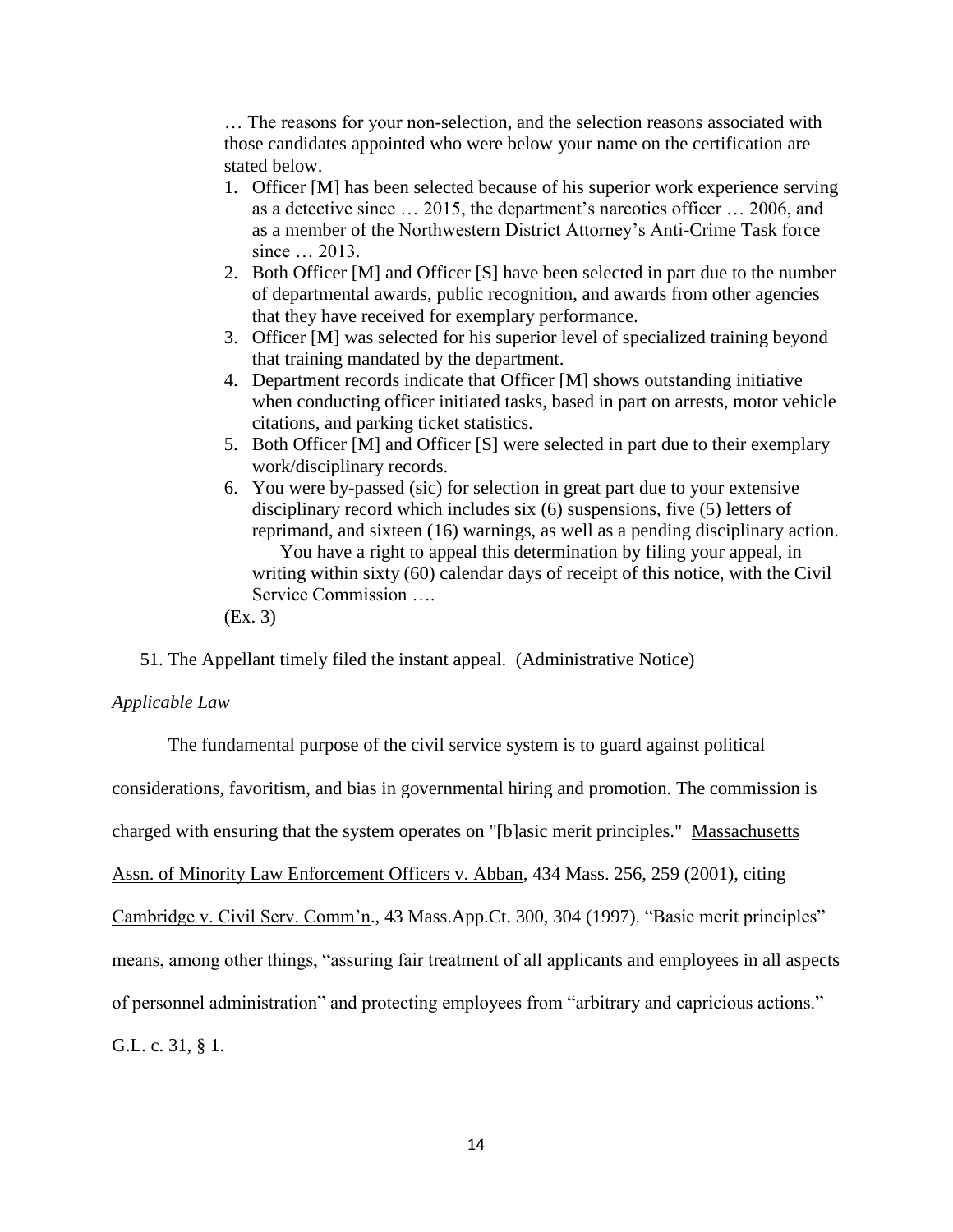> … The reasons for your non-selection, and the selection reasons associated with those candidates appointed who were below your name on the certification are stated below.
>
> 1. Officer [M] has been selected because of his superior work experience serving as a detective since … 2015, the department's narcotics officer … 2006, and as a member of the Northwestern District Attorney's Anti-Crime Task force since … 2013.
> 2. Both Officer [M] and Officer [S] have been selected in part due to the number of departmental awards, public recognition, and awards from other agencies that they have received for exemplary performance.
> 3. Officer [M] was selected for his superior level of specialized training beyond that training mandated by the department.
> 4. Department records indicate that Officer [M] shows outstanding initiative when conducting officer initiated tasks, based in part on arrests, motor vehicle citations, and parking ticket statistics.
> 5. Both Officer [M] and Officer [S] were selected in part due to their exemplary work/disciplinary records.
> 6. You were by-passed (sic) for selection in great part due to your extensive disciplinary record which includes six (6) suspensions, five (5) letters of reprimand, and sixteen (16) warnings, as well as a pending disciplinary action.
>
> You have a right to appeal this determination by filing your appeal, in writing within sixty (60) calendar days of receipt of this notice, with the Civil Service Commission ….
>
> (Ex. 3)

51. The Appellant timely filed the instant appeal. (Administrative Notice)

*Applicable Law*

The fundamental purpose of the civil service system is to guard against political considerations, favoritism, and bias in governmental hiring and promotion. The commission is charged with ensuring that the system operates on "[b]asic merit principles." Massachusetts Assn. of Minority Law Enforcement Officers v. Abban, 434 Mass. 256, 259 (2001), citing Cambridge v. Civil Serv. Comm'n., 43 Mass.App.Ct. 300, 304 (1997). "Basic merit principles" means, among other things, "assuring fair treatment of all applicants and employees in all aspects of personnel administration" and protecting employees from "arbitrary and capricious actions." G.L. c. 31, § 1.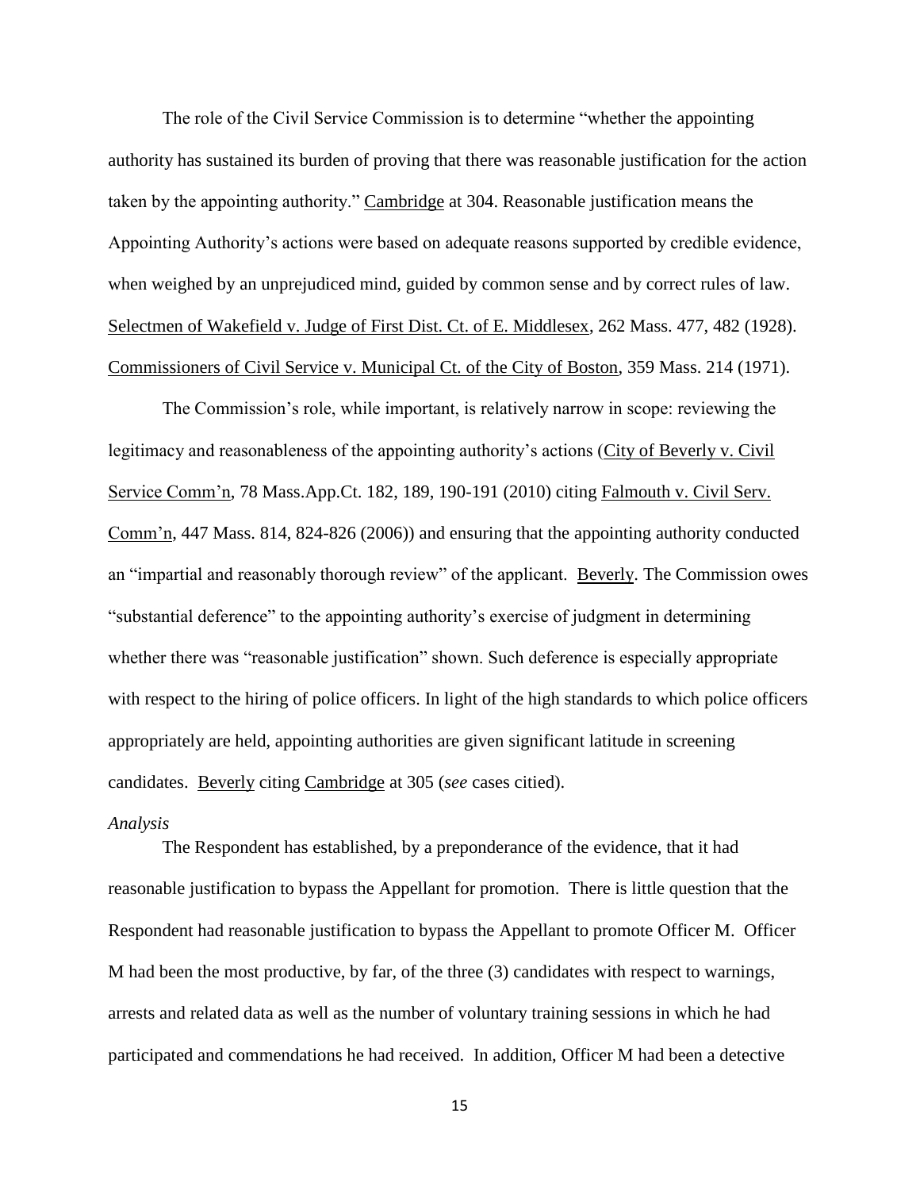The role of the Civil Service Commission is to determine "whether the appointing authority has sustained its burden of proving that there was reasonable justification for the action taken by the appointing authority." Cambridge at 304. Reasonable justification means the Appointing Authority's actions were based on adequate reasons supported by credible evidence, when weighed by an unprejudiced mind, guided by common sense and by correct rules of law. Selectmen of Wakefield v. Judge of First Dist. Ct. of E. Middlesex, 262 Mass. 477, 482 (1928). Commissioners of Civil Service v. Municipal Ct. of the City of Boston, 359 Mass. 214 (1971).

The Commission's role, while important, is relatively narrow in scope: reviewing the legitimacy and reasonableness of the appointing authority's actions (City of Beverly v. Civil Service Comm'n, 78 Mass.App.Ct. 182, 189, 190-191 (2010) citing Falmouth v. Civil Serv. Comm'n, 447 Mass. 814, 824-826 (2006)) and ensuring that the appointing authority conducted an "impartial and reasonably thorough review" of the applicant. Beverly. The Commission owes "substantial deference" to the appointing authority's exercise of judgment in determining whether there was "reasonable justification" shown. Such deference is especially appropriate with respect to the hiring of police officers. In light of the high standards to which police officers appropriately are held, appointing authorities are given significant latitude in screening candidates. Beverly citing Cambridge at 305 (*see* cases citied).

*Analysis*

The Respondent has established, by a preponderance of the evidence, that it had reasonable justification to bypass the Appellant for promotion. There is little question that the Respondent had reasonable justification to bypass the Appellant to promote Officer M. Officer M had been the most productive, by far, of the three (3) candidates with respect to warnings, arrests and related data as well as the number of voluntary training sessions in which he had participated and commendations he had received. In addition, Officer M had been a detective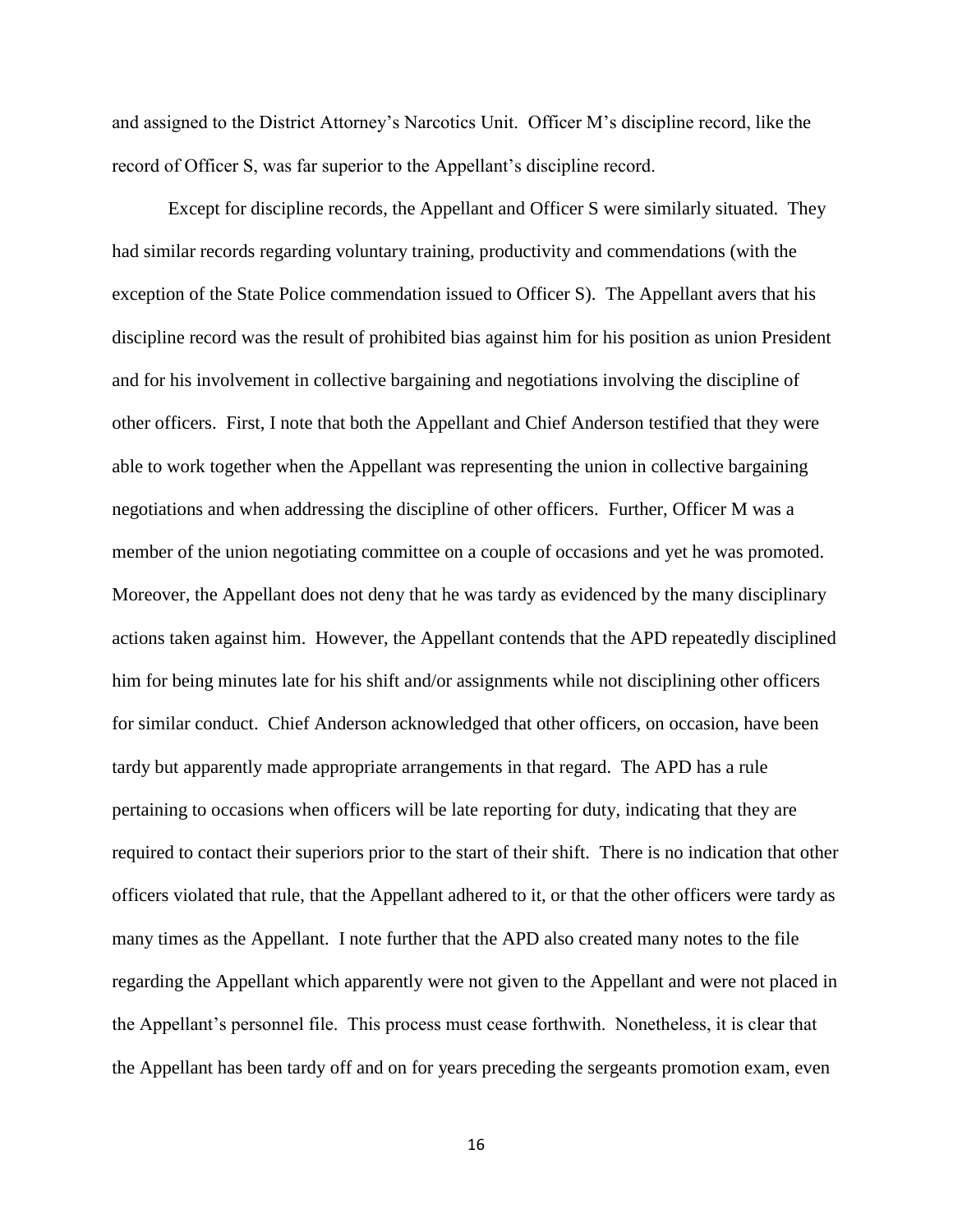and assigned to the District Attorney's Narcotics Unit. Officer M's discipline record, like the record of Officer S, was far superior to the Appellant's discipline record.

Except for discipline records, the Appellant and Officer S were similarly situated. They had similar records regarding voluntary training, productivity and commendations (with the exception of the State Police commendation issued to Officer S). The Appellant avers that his discipline record was the result of prohibited bias against him for his position as union President and for his involvement in collective bargaining and negotiations involving the discipline of other officers. First, I note that both the Appellant and Chief Anderson testified that they were able to work together when the Appellant was representing the union in collective bargaining negotiations and when addressing the discipline of other officers. Further, Officer M was a member of the union negotiating committee on a couple of occasions and yet he was promoted. Moreover, the Appellant does not deny that he was tardy as evidenced by the many disciplinary actions taken against him. However, the Appellant contends that the APD repeatedly disciplined him for being minutes late for his shift and/or assignments while not disciplining other officers for similar conduct. Chief Anderson acknowledged that other officers, on occasion, have been tardy but apparently made appropriate arrangements in that regard. The APD has a rule pertaining to occasions when officers will be late reporting for duty, indicating that they are required to contact their superiors prior to the start of their shift. There is no indication that other officers violated that rule, that the Appellant adhered to it, or that the other officers were tardy as many times as the Appellant. I note further that the APD also created many notes to the file regarding the Appellant which apparently were not given to the Appellant and were not placed in the Appellant's personnel file. This process must cease forthwith. Nonetheless, it is clear that the Appellant has been tardy off and on for years preceding the sergeants promotion exam, even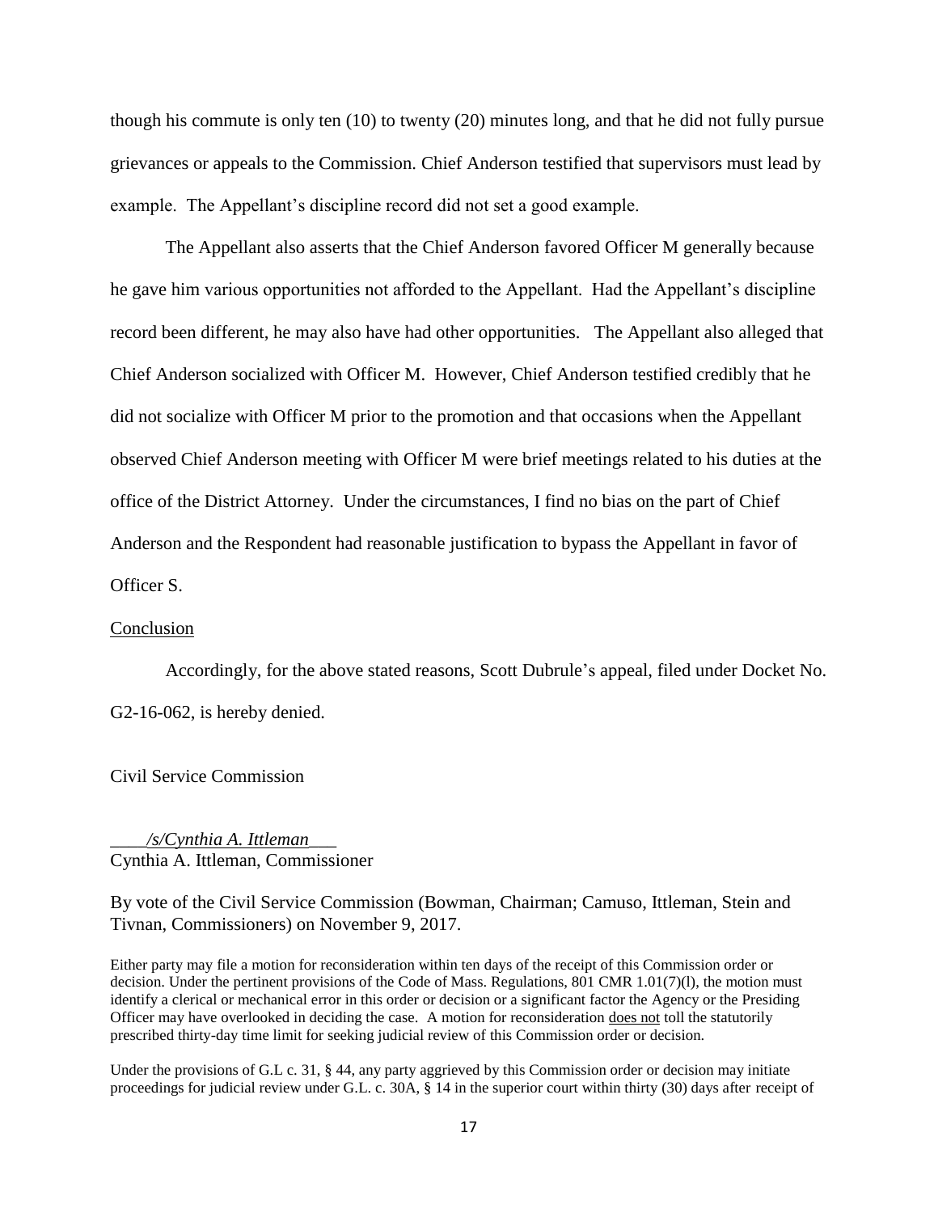though his commute is only ten (10) to twenty (20) minutes long, and that he did not fully pursue grievances or appeals to the Commission. Chief Anderson testified that supervisors must lead by example. The Appellant's discipline record did not set a good example.

The Appellant also asserts that the Chief Anderson favored Officer M generally because he gave him various opportunities not afforded to the Appellant. Had the Appellant's discipline record been different, he may also have had other opportunities. The Appellant also alleged that Chief Anderson socialized with Officer M. However, Chief Anderson testified credibly that he did not socialize with Officer M prior to the promotion and that occasions when the Appellant observed Chief Anderson meeting with Officer M were brief meetings related to his duties at the office of the District Attorney. Under the circumstances, I find no bias on the part of Chief Anderson and the Respondent had reasonable justification to bypass the Appellant in favor of Officer S.

Conclusion

Accordingly, for the above stated reasons, Scott Dubrule's appeal, filed under Docket No. G2-16-062, is hereby denied.

Civil Service Commission

*/s/Cynthia A. Ittleman*
Cynthia A. Ittleman, Commissioner

By vote of the Civil Service Commission (Bowman, Chairman; Camuso, Ittleman, Stein and Tivnan, Commissioners) on November 9, 2017.

Either party may file a motion for reconsideration within ten days of the receipt of this Commission order or decision. Under the pertinent provisions of the Code of Mass. Regulations, 801 CMR 1.01(7)(l), the motion must identify a clerical or mechanical error in this order or decision or a significant factor the Agency or the Presiding Officer may have overlooked in deciding the case. A motion for reconsideration does not toll the statutorily prescribed thirty-day time limit for seeking judicial review of this Commission order or decision.

Under the provisions of G.L c. 31, § 44, any party aggrieved by this Commission order or decision may initiate proceedings for judicial review under G.L. c. 30A, § 14 in the superior court within thirty (30) days after receipt of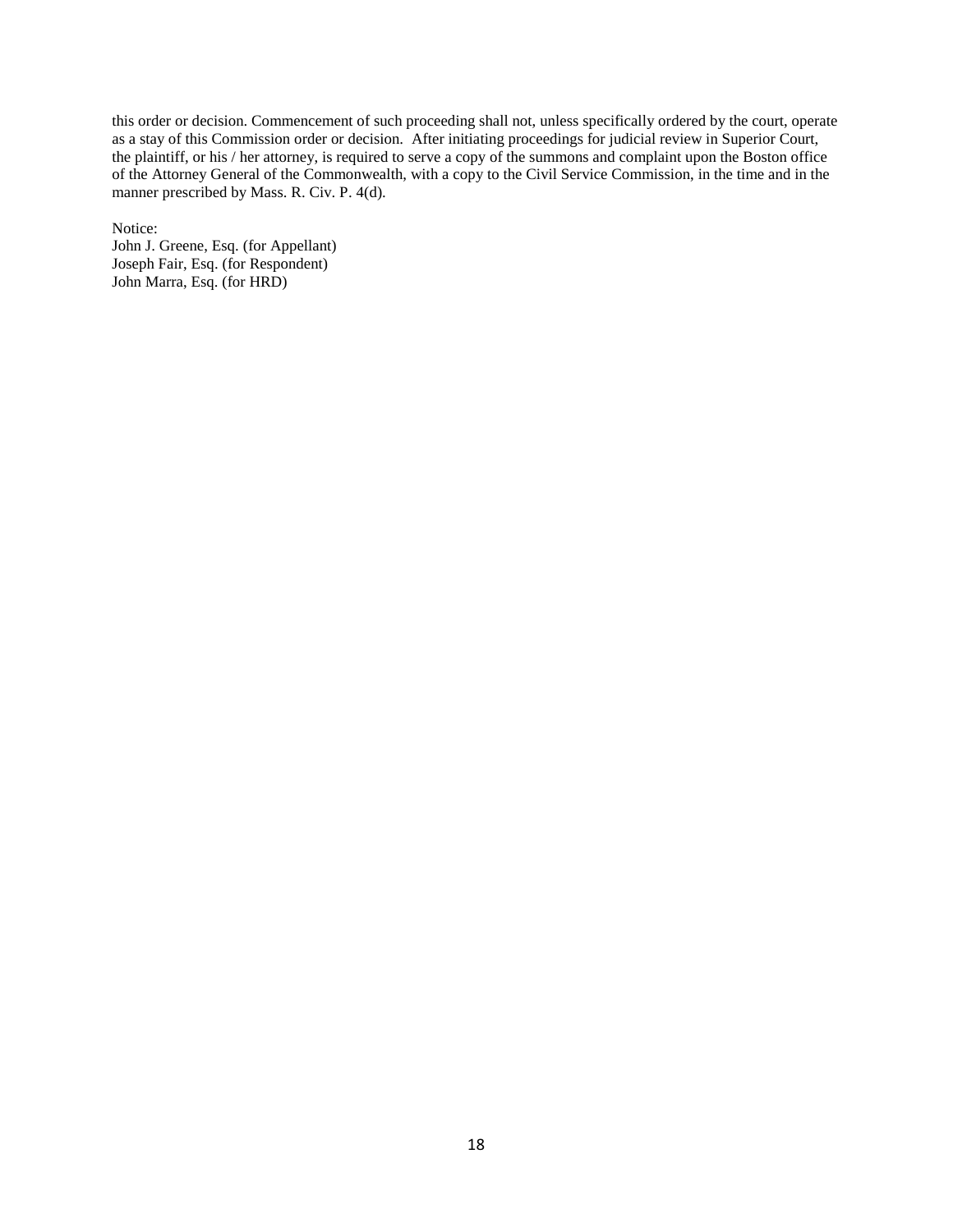this order or decision. Commencement of such proceeding shall not, unless specifically ordered by the court, operate as a stay of this Commission order or decision. After initiating proceedings for judicial review in Superior Court, the plaintiff, or his / her attorney, is required to serve a copy of the summons and complaint upon the Boston office of the Attorney General of the Commonwealth, with a copy to the Civil Service Commission, in the time and in the manner prescribed by Mass. R. Civ. P. 4(d).

Notice:
John J. Greene, Esq. (for Appellant)
Joseph Fair, Esq. (for Respondent)
John Marra, Esq. (for HRD)